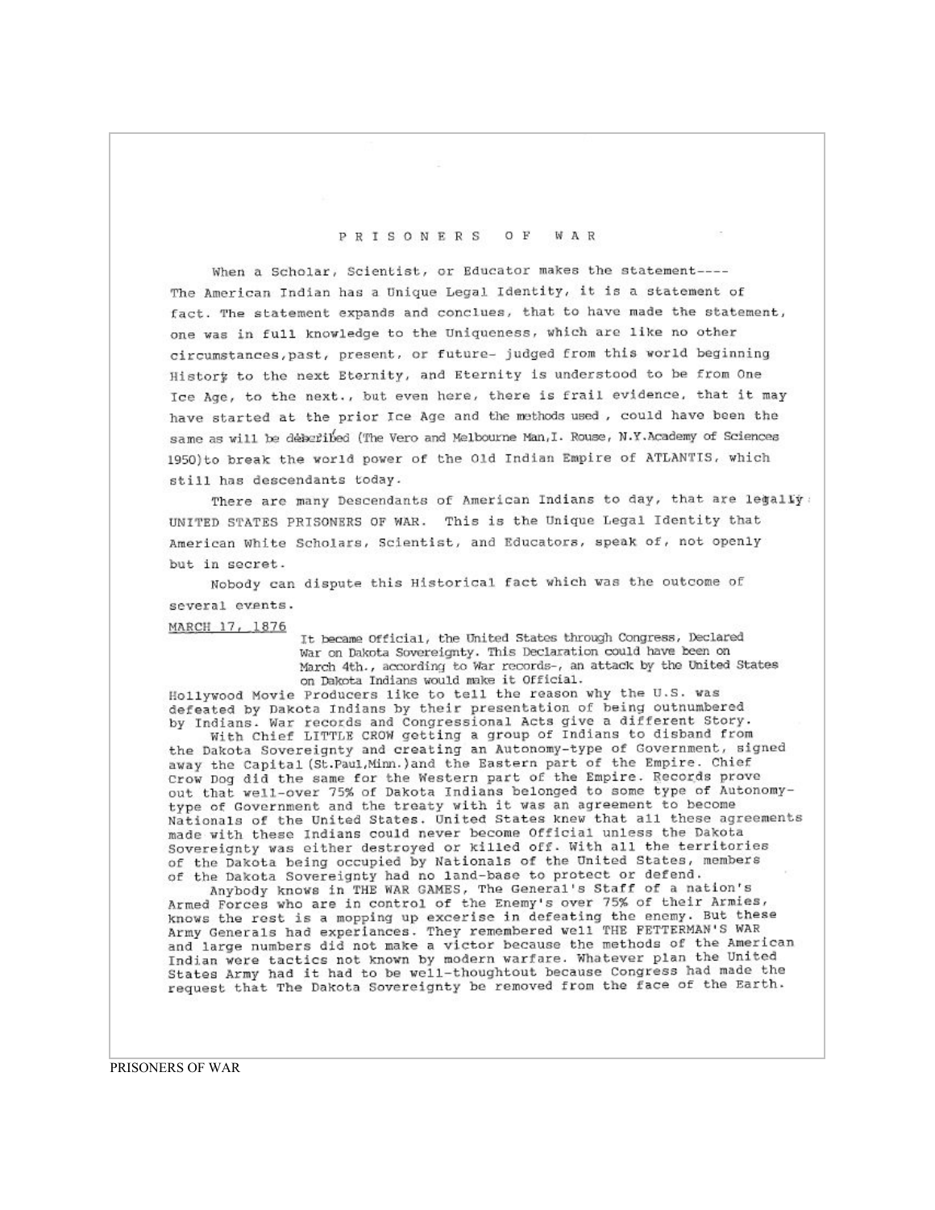# PRISONERS OF WAR

When a Scholar, Scientist, or Educator makes the statement----
The American Indian has a Unique Legal Identity, it is a statement of fact. The statement expands and conclues, that to have made the statement, one was in full knowledge to the Uniqueness, which are like no other circumstances, past, present, or future- judged from this world beginning History to the next Eternity, and Eternity is understood to be from One Ice Age, to the next., but even here, there is frail evidence, that it may have started at the prior Ice Age and the methods used, could have been the same as will be described (The Vero and Melbourne Man, I. Rouse, N.Y.Academy of Sciences 1950) to break the world power of the Old Indian Empire of ATLANTIS, which still has descendants today.

There are many Descendants of American Indians to day, that are legally UNITED STATES PRISONERS OF WAR. This is the Unique Legal Identity that American White Scholars, Scientist, and Educators, speak of, not openly but in secret.

Nobody can dispute this Historical fact which was the outcome of several events.

MARCH 17, 1876

It became Official, the United States through Congress, Declared War on Dakota Sovereignty. This Declaration could have been on March 4th., according to War records-, an attack by the United States on Dakota Indians would make it Official.

Hollywood Movie Producers like to tell the reason why the U.S. was defeated by Dakota Indians by their presentation of being outnumbered by Indians. War records and Congressional Acts give a different Story.

With Chief LITTLE CROW getting a group of Indians to disband from the Dakota Sovereignty and creating an Autonomy-type of Government, signed away the Capital (St.Paul, Minn.) and the Eastern part of the Empire. Chief Crow Dog did the same for the Western part of the Empire. Records prove out that well-over 75% of Dakota Indians belonged to some type of Autonomy-type of Government and the treaty with it was an agreement to become Nationals of the United States. United States knew that all these agreements made with these Indians could never become Official unless the Dakota Sovereignty was either destroyed or killed off. With all the territories of the Dakota being occupied by Nationals of the United States, members of the Dakota Sovereignty had no land-base to protect or defend.

Anybody knows in THE WAR GAMES, The General's Staff of a nation's Armed Forces who are in control of the Enemy's over 75% of their Armies, knows the rest is a mopping up excerise in defeating the enemy. But these Army Generals had experiances. They remembered well THE FETTERMAN'S WAR and large numbers did not make a victor because the methods of the American Indian were tactics not known by modern warfare. Whatever plan the United States Army had it had to be well-thoughtout because Congress had made the request that The Dakota Sovereignty be removed from the face of the Earth.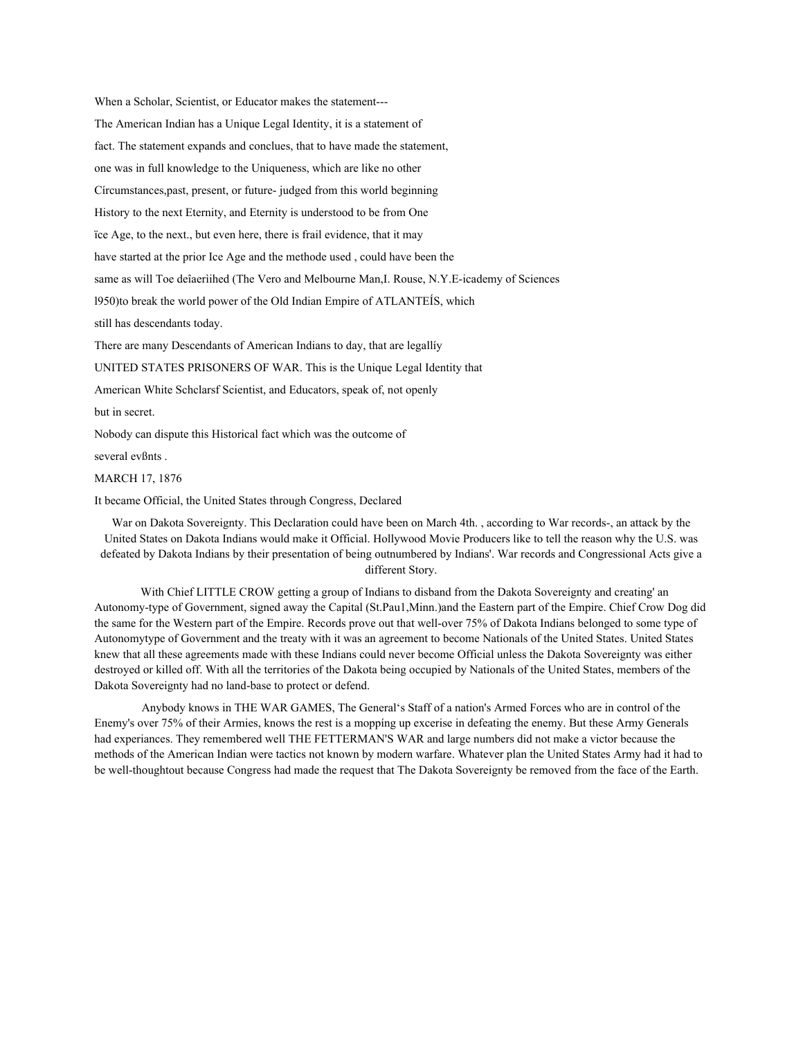When a Scholar, Scientist, or Educator makes the statement---

The American Indian has a Unique Legal Identity, it is a statement of

fact. The statement expands and conclues, that to have made the statement,

one was in full knowledge to the Uniqueness, which are like no other

Círcumstances,past, present, or future- judged from this world beginning

History to the next Eternity, and Eternity is understood to be from One

ïce Age, to the next., but even here, there is frail evidence, that it may

have started at the prior Ice Age and the methode used , could have been the

same as will Toe deîaerìihed (The Vero and Melbourne Man,I. Rouse, N.Y.E-icademy of Sciences

l950)to break the world power of the Old Indian Empire of ATLANTEÍS, which

still has descendants today.

There are many Descendants of American Indians to day, that are legallíy

UNITED STATES PRISONERS OF WAR. This is the Unique Legal Identity that

American White Schclarsf Scientist, and Educators, speak of, not openly

but in secret.

Nobody can dispute this Historical fact which was the outcome of

several evßnts .

MARCH 17, 1876

It became Official, the United States through Congress, Declared

War on Dakota Sovereignty. This Declaration could have been on March 4th. , according to War records-, an attack by the United States on Dakota Indians would make it Official. Hollywood Movie Producers like to tell the reason why the U.S. was defeated by Dakota Indians by their presentation of being outnumbered by Indians'. War records and Congressional Acts give a different Story.

With Chief LITTLE CROW getting a group of Indians to disband from the Dakota Sovereignty and creating' an Autonomy-type of Government, signed away the Capital (St.Pau1,Minn.)and the Eastern part of the Empire. Chief Crow Dog did the same for the Western part of the Empire. Records prove out that well-over 75% of Dakota Indians belonged to some type of Autonomytype of Government and the treaty with it was an agreement to become Nationals of the United States. United States knew that all these agreements made with these Indians could never become Official unless the Dakota Sovereignty was either destroyed or killed off. With all the territories of the Dakota being occupied by Nationals of the United States, members of the Dakota Sovereignty had no land-base to protect or defend.

Anybody knows in THE WAR GAMES, The General's Staff of a nation's Armed Forces who are in control of the Enemy's over 75% of their Armies, knows the rest is a moppíng up excerise in defeating the enemy. But these Army Generals had experiances. They remembered well THE FETTERMAN'S WAR and large numbers did not make a victor because the methods of the American Indian were tactics not known by modern warfare. Whatever plan the United States Army had it had to be well-thoughtout because Congress had made the request that The Dakota Sovereignty be removed from the face of the Earth.